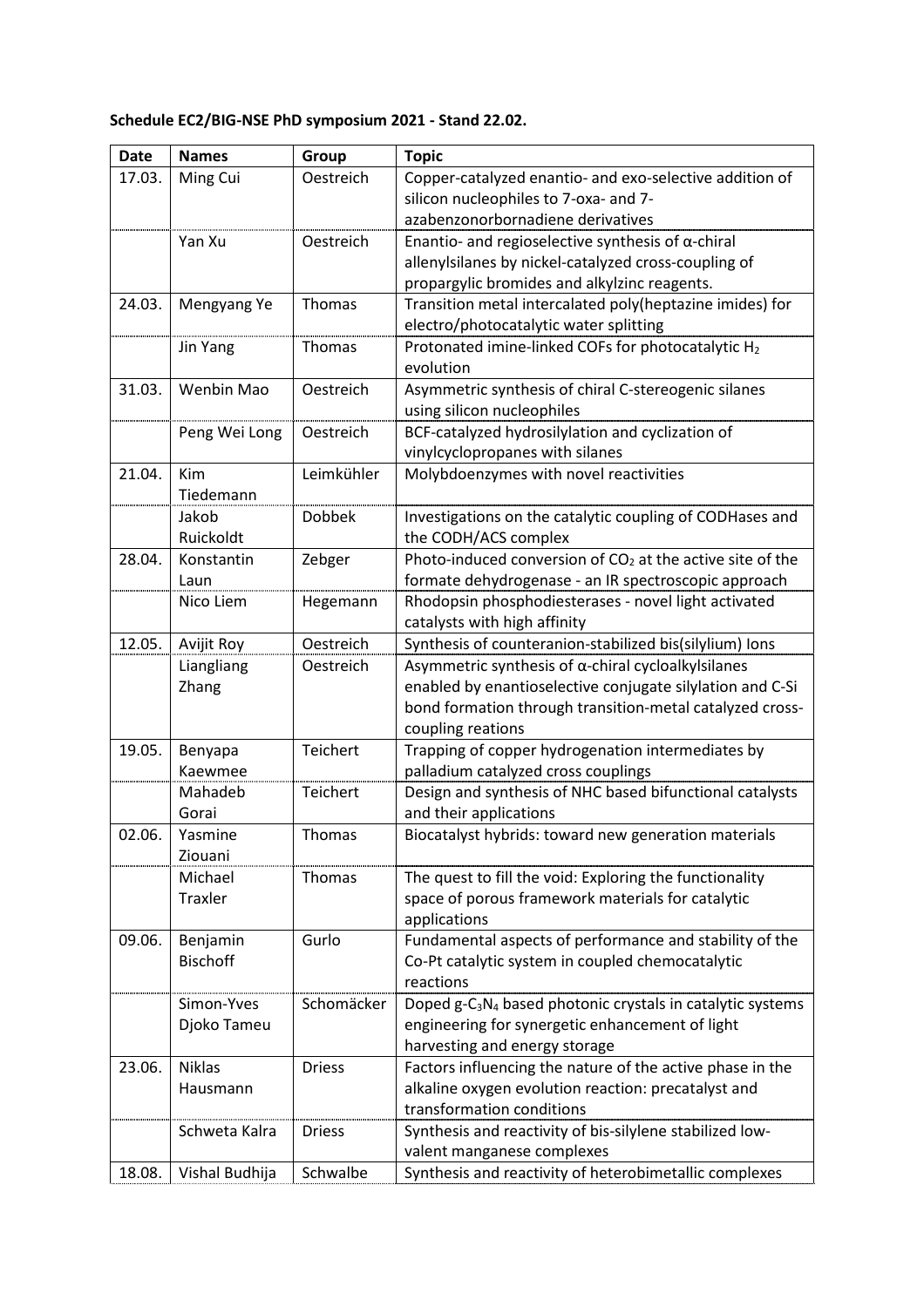**Schedule EC2/BIG-NSE PhD symposium 2021 - Stand 22.02.**

| Date | Names | Group | Topic |
|---|---|---|---|
| 17.03. | Ming Cui | Oestreich | Copper-catalyzed enantio- and exo-selective addition of silicon nucleophiles to 7-oxa- and 7-azabenzonorbornadiene derivatives |
| | Yan Xu | Oestreich | Enantio- and regioselective synthesis of α-chiral allenylsilanes by nickel-catalyzed cross-coupling of propargylic bromides and alkylzinc reagents. |
| 24.03. | Mengyang Ye | Thomas | Transition metal intercalated poly(heptazine imides) for electro/photocatalytic water splitting |
| | Jin Yang | Thomas | Protonated imine-linked COFs for photocatalytic $H_2$ evolution |
| 31.03. | Wenbin Mao | Oestreich | Asymmetric synthesis of chiral C-stereogenic silanes using silicon nucleophiles |
| | Peng Wei Long | Oestreich | BCF-catalyzed hydrosilylation and cyclization of vinylcyclopropanes with silanes |
| 21.04. | Kim Tiedemann | Leimkühler | Molybdoenzymes with novel reactivities |
| | Jakob Ruickoldt | Dobbek | Investigations on the catalytic coupling of CODHases and the CODH/ACS complex |
| 28.04. | Konstantin Laun | Zebger | Photo-induced conversion of $CO_2$ at the active site of the formate dehydrogenase - an IR spectroscopic approach |
| | Nico Liem | Hegemann | Rhodopsin phosphodiesterases - novel light activated catalysts with high affinity |
| 12.05. | Avijit Roy | Oestreich | Synthesis of counteranion-stabilized bis(silylium) Ions |
| | Liangliang Zhang | Oestreich | Asymmetric synthesis of α-chiral cycloalkylsilanes enabled by enantioselective conjugate silylation and C-Si bond formation through transition-metal catalyzed cross-coupling reations |
| 19.05. | Benyapa Kaewmee | Teichert | Trapping of copper hydrogenation intermediates by palladium catalyzed cross couplings |
| | Mahadeb Gorai | Teichert | Design and synthesis of NHC based bifunctional catalysts and their applications |
| 02.06. | Yasmine Ziouani | Thomas | Biocatalyst hybrids: toward new generation materials |
| | Michael Traxler | Thomas | The quest to fill the void: Exploring the functionality space of porous framework materials for catalytic applications |
| 09.06. | Benjamin Bischoff | Gurlo | Fundamental aspects of performance and stability of the Co-Pt catalytic system in coupled chemocatalytic reactions |
| | Simon-Yves Djoko Tameu | Schomäcker | Doped g-$C_3N_4$ based photonic crystals in catalytic systems engineering for synergetic enhancement of light harvesting and energy storage |
| 23.06. | Niklas Hausmann | Driess | Factors influencing the nature of the active phase in the alkaline oxygen evolution reaction: precatalyst and transformation conditions |
| | Schweta Kalra | Driess | Synthesis and reactivity of bis-silylene stabilized low-valent manganese complexes |
| 18.08. | Vishal Budhija | Schwalbe | Synthesis and reactivity of heterobimetallic complexes |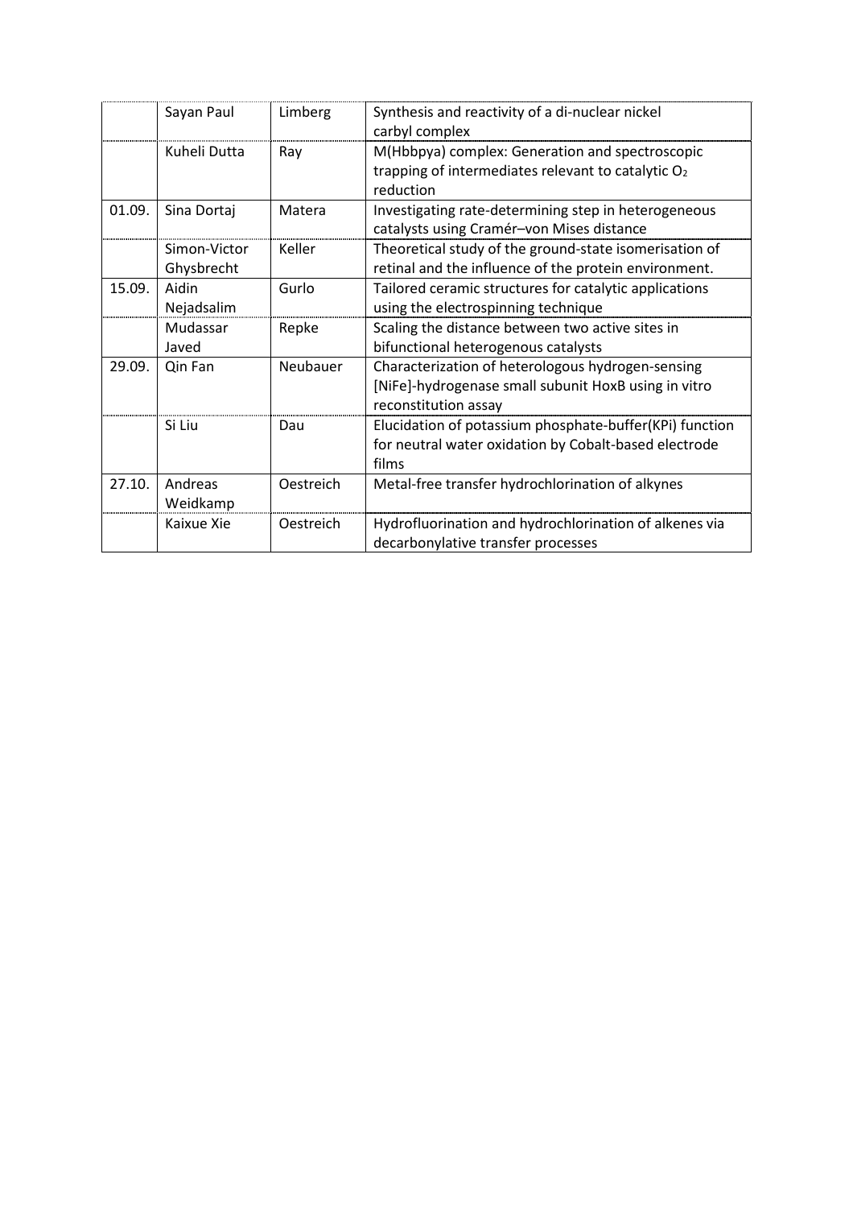| | | | |
|---|---|---|---|
| | Sayan Paul | Limberg | Synthesis and reactivity of a di-nuclear nickel carbyl complex |
| | Kuheli Dutta | Ray | M(Hbbpya) complex: Generation and spectroscopic trapping of intermediates relevant to catalytic $O_2$ reduction |
| 01.09. | Sina Dortaj | Matera | Investigating rate-determining step in heterogeneous catalysts using Cramér–von Mises distance |
| | Simon-Victor Ghysbrecht | Keller | Theoretical study of the ground-state isomerisation of retinal and the influence of the protein environment. |
| 15.09. | Aidin Nejadsalim | Gurlo | Tailored ceramic structures for catalytic applications using the electrospinning technique |
| | Mudassar Javed | Repke | Scaling the distance between two active sites in bifunctional heterogenous catalysts |
| 29.09. | Qin Fan | Neubauer | Characterization of heterologous hydrogen-sensing [NiFe]-hydrogenase small subunit HoxB using in vitro reconstitution assay |
| | Si Liu | Dau | Elucidation of potassium phosphate-buffer(KPi) function for neutral water oxidation by Cobalt-based electrode films |
| 27.10. | Andreas Weidkamp | Oestreich | Metal-free transfer hydrochlorination of alkynes |
| | Kaixue Xie | Oestreich | Hydrofluorination and hydrochlorination of alkenes via decarbonylative transfer processes |